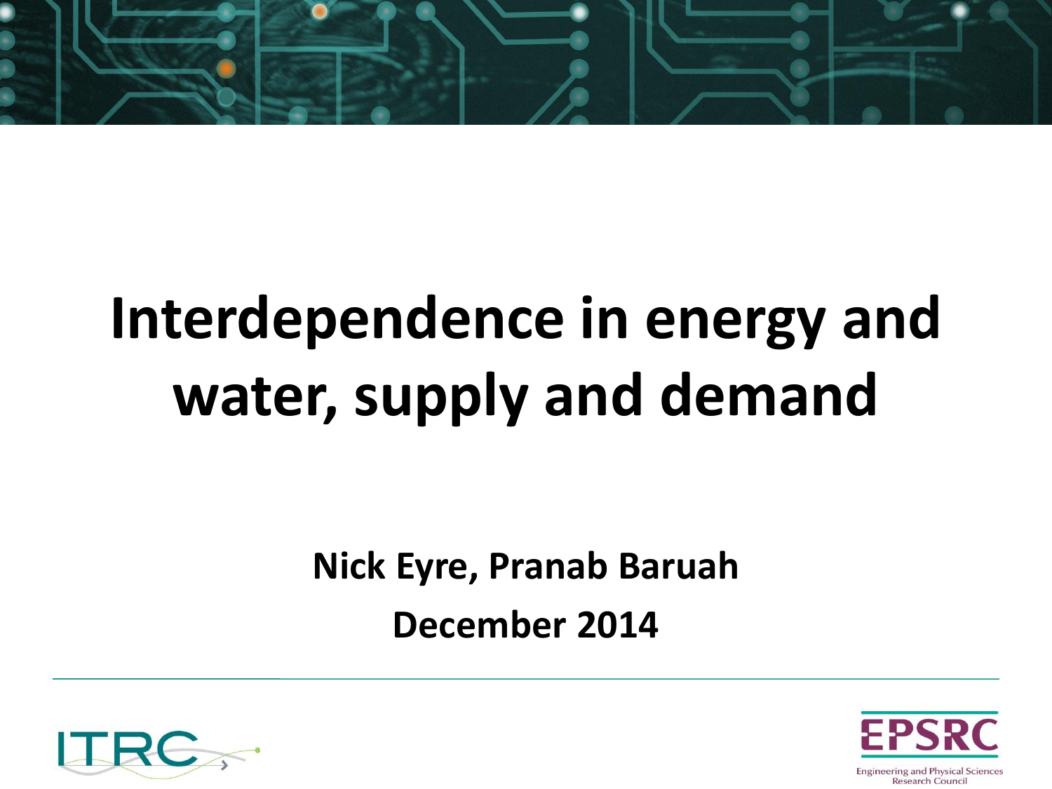# Interdependence in energy and water, supply and demand

**Nick Eyre, Pranab Baruah**

**December 2014**

ITRC

EPSRC

Engineering and Physical Sciences Research Council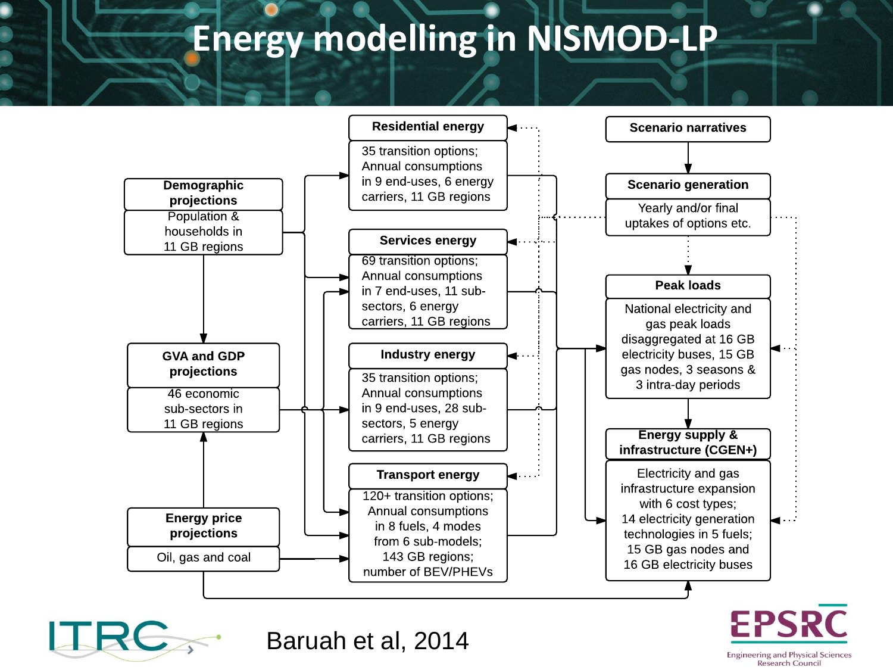# Energy modelling in NISMOD-LP

**Demographic projections**
Population & households in 11 GB regions

**GVA and GDP projections**
46 economic sub-sectors in 11 GB regions

**Energy price projections**
Oil, gas and coal

**Residential energy**
35 transition options; Annual consumptions in 9 end-uses, 6 energy carriers, 11 GB regions

**Services energy**
69 transition options; Annual consumptions in 7 end-uses, 11 sub-sectors, 6 energy carriers, 11 GB regions

**Industry energy**
35 transition options; Annual consumptions in 9 end-uses, 28 sub-sectors, 5 energy carriers, 11 GB regions

**Transport energy**
120+ transition options; Annual consumptions in 8 fuels, 4 modes from 6 sub-models; 143 GB regions; number of BEV/PHEVs

**Scenario narratives**

**Scenario generation**
Yearly and/or final uptakes of options etc.

**Peak loads**
National electricity and gas peak loads disaggregated at 16 GB electricity buses, 15 GB gas nodes, 3 seasons & 3 intra-day periods

**Energy supply & infrastructure (CGEN+)**
Electricity and gas infrastructure expansion with 6 cost types; 14 electricity generation technologies in 5 fuels; 15 GB gas nodes and 16 GB electricity buses

Baruah et al, 2014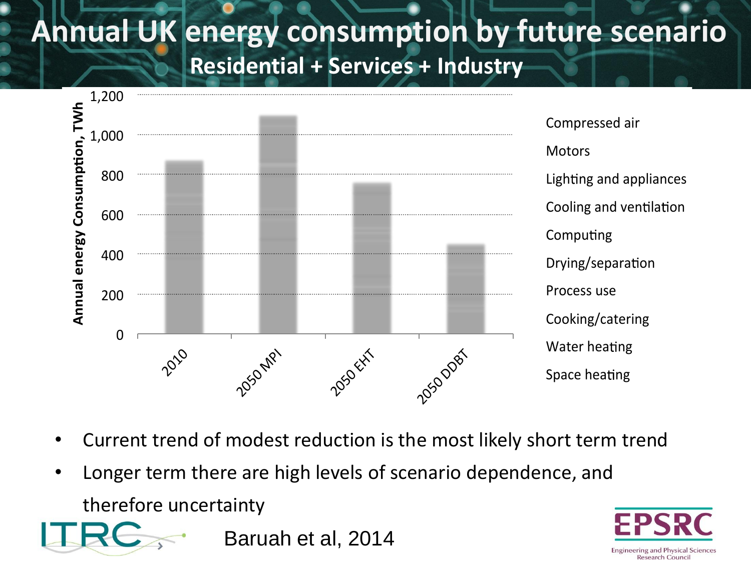# Annual UK energy consumption by future scenario

## Residential + Services + Industry

Annual energy Consumption, TWh

| | 2010 | 2050 MPI | 2050 EHT | 2050 DDBT |
|---|---|---|---|---|

Legend: Compressed air; Motors; Lighting and appliances; Cooling and ventilation; Computing; Drying/separation; Process use; Cooking/catering; Water heating; Space heating

- Current trend of modest reduction is the most likely short term trend
- Longer term there are high levels of scenario dependence, and therefore uncertainty

Baruah et al, 2014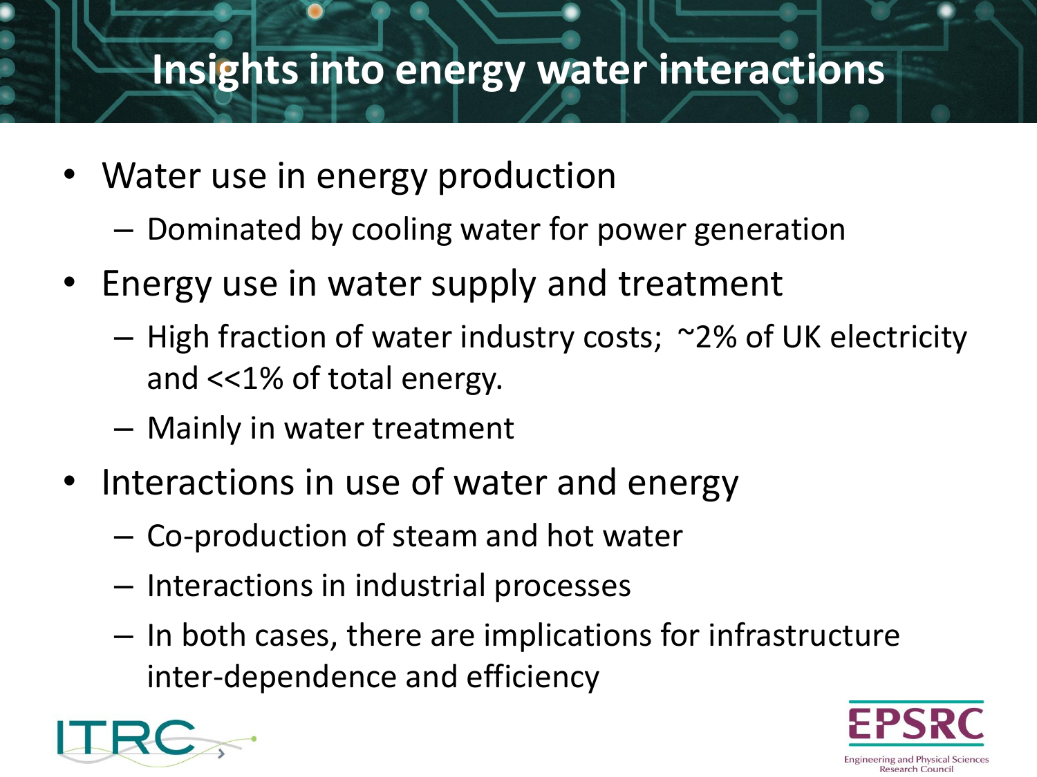# Insights into energy water interactions

- Water use in energy production
  - Dominated by cooling water for power generation
- Energy use in water supply and treatment
  - High fraction of water industry costs; ~2% of UK electricity and <<1% of total energy.
  - Mainly in water treatment
- Interactions in use of water and energy
  - Co-production of steam and hot water
  - Interactions in industrial processes
  - In both cases, there are implications for infrastructure inter-dependence and efficiency

ITRC

EPSRC
Engineering and Physical Sciences Research Council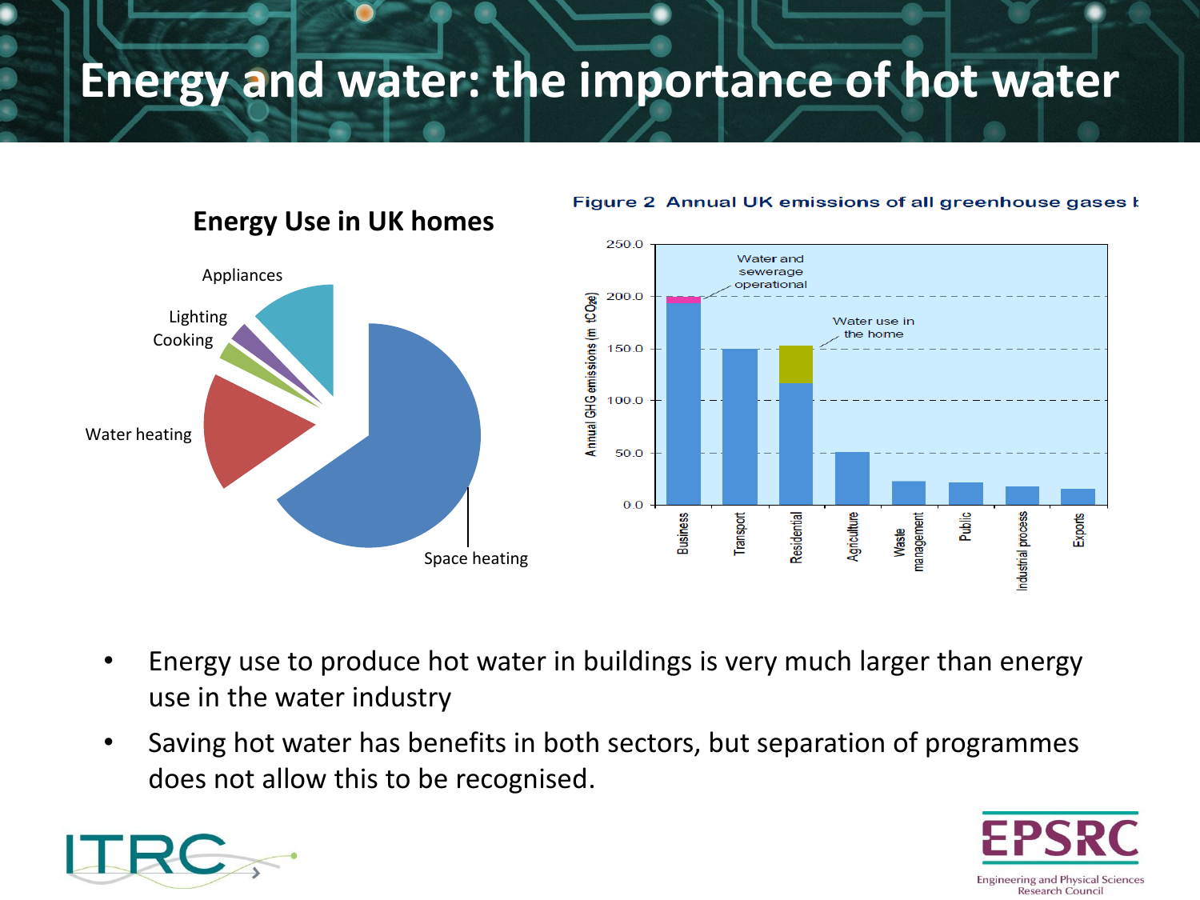# Energy and water: the importance of hot water

## Energy Use in UK homes

Appliances

Lighting

Cooking

Water heating

Space heating

**Figure 2 Annual UK emissions of all greenhouse gases b**

Annual GHG emissions (m tCO2e)

250.0
200.0
150.0
100.0
50.0
0.0

Water and sewerage operational

Water use in the home

Business, Transport, Residential, Agriculture, Waste management, Public, Industrial process, Exports

- Energy use to produce hot water in buildings is very much larger than energy use in the water industry
- Saving hot water has benefits in both sectors, but separation of programmes does not allow this to be recognised.

ITRC

EPSRC
Engineering and Physical Sciences Research Council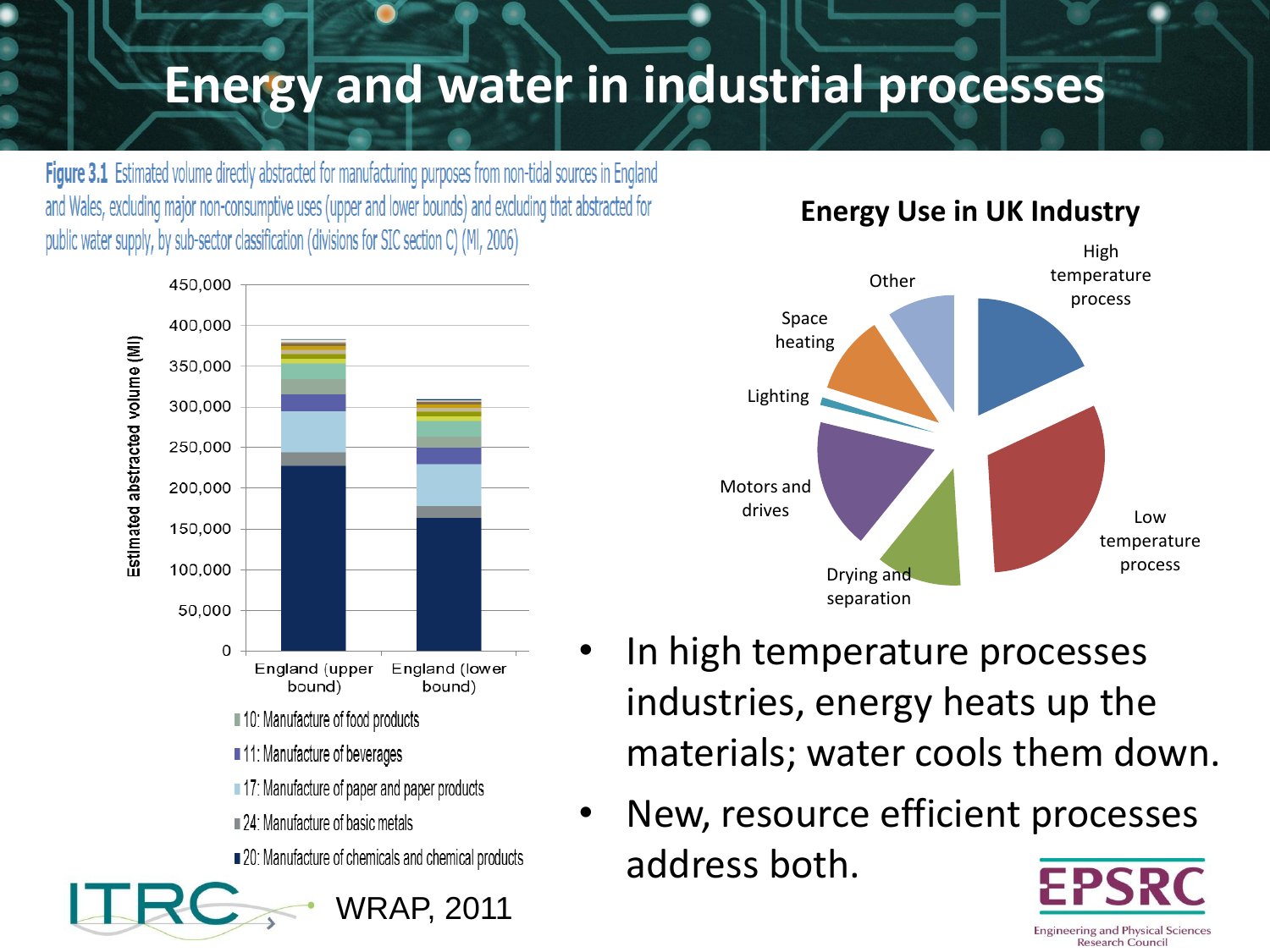# Energy and water in industrial processes

**Figure 3.1** Estimated volume directly abstracted for manufacturing purposes from non-tidal sources in England and Wales, excluding major non-consumptive uses (upper and lower bounds) and excluding that abstracted for public water supply, by sub-sector classification (divisions for SIC section C) (Ml, 2006)

Estimated abstracted volume (Ml)

450,000
400,000
350,000
300,000
250,000
200,000
150,000
100,000
50,000
0

England (upper bound) | England (lower bound)

- 10: Manufacture of food products
- 11: Manufacture of beverages
- 17: Manufacture of paper and paper products
- 24: Manufacture of basic metals
- 20: Manufacture of chemicals and chemical products

WRAP, 2011

## Energy Use in UK Industry

High temperature process, Low temperature process, Drying and separation, Motors and drives, Lighting, Space heating, Other

- In high temperature processes industries, energy heats up the materials; water cools them down.
- New, resource efficient processes address both.

EPSRC — Engineering and Physical Sciences Research Council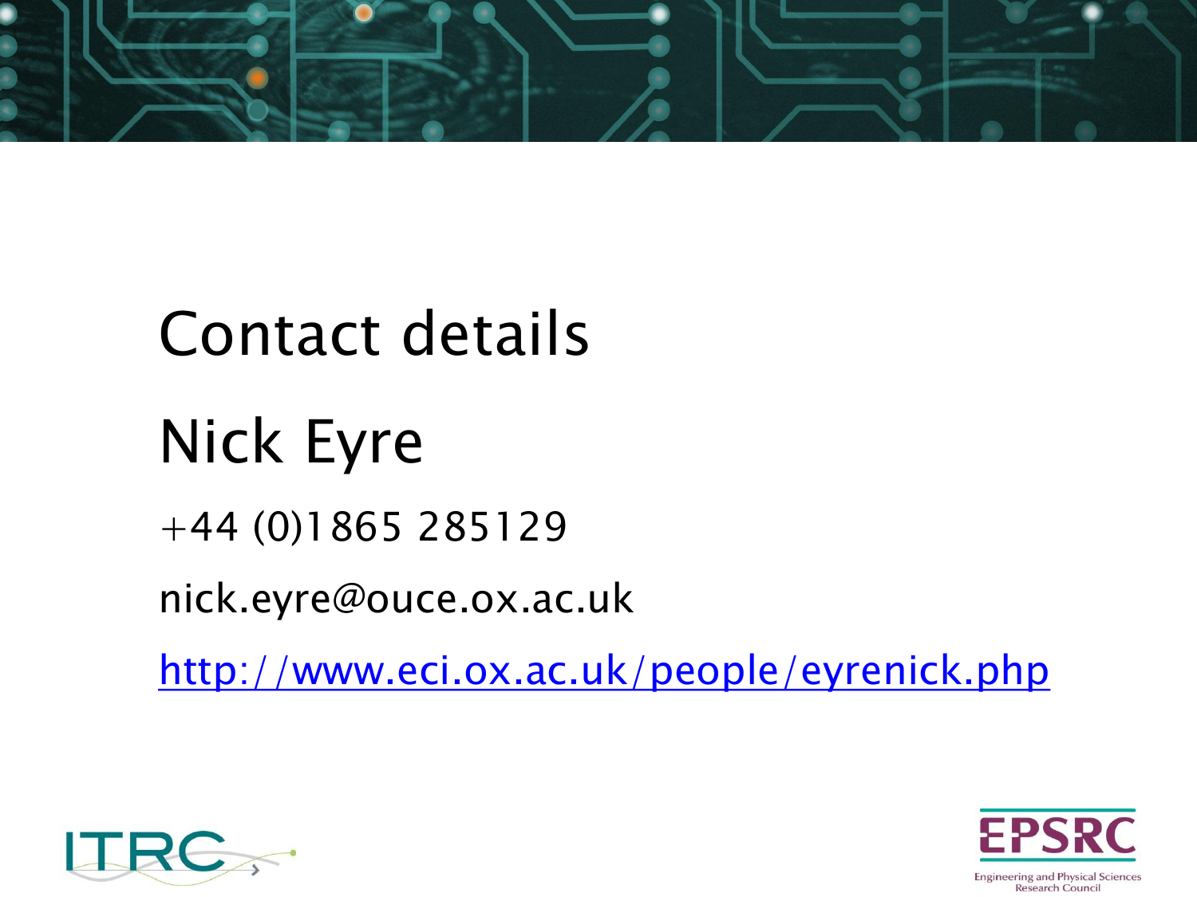# Contact details

## Nick Eyre

+44 (0)1865 285129

nick.eyre@ouce.ox.ac.uk

[http://www.eci.ox.ac.uk/people/eyrenick.php](http://www.eci.ox.ac.uk/people/eyrenick.php)

ITRC

EPSRC

Engineering and Physical Sciences Research Council